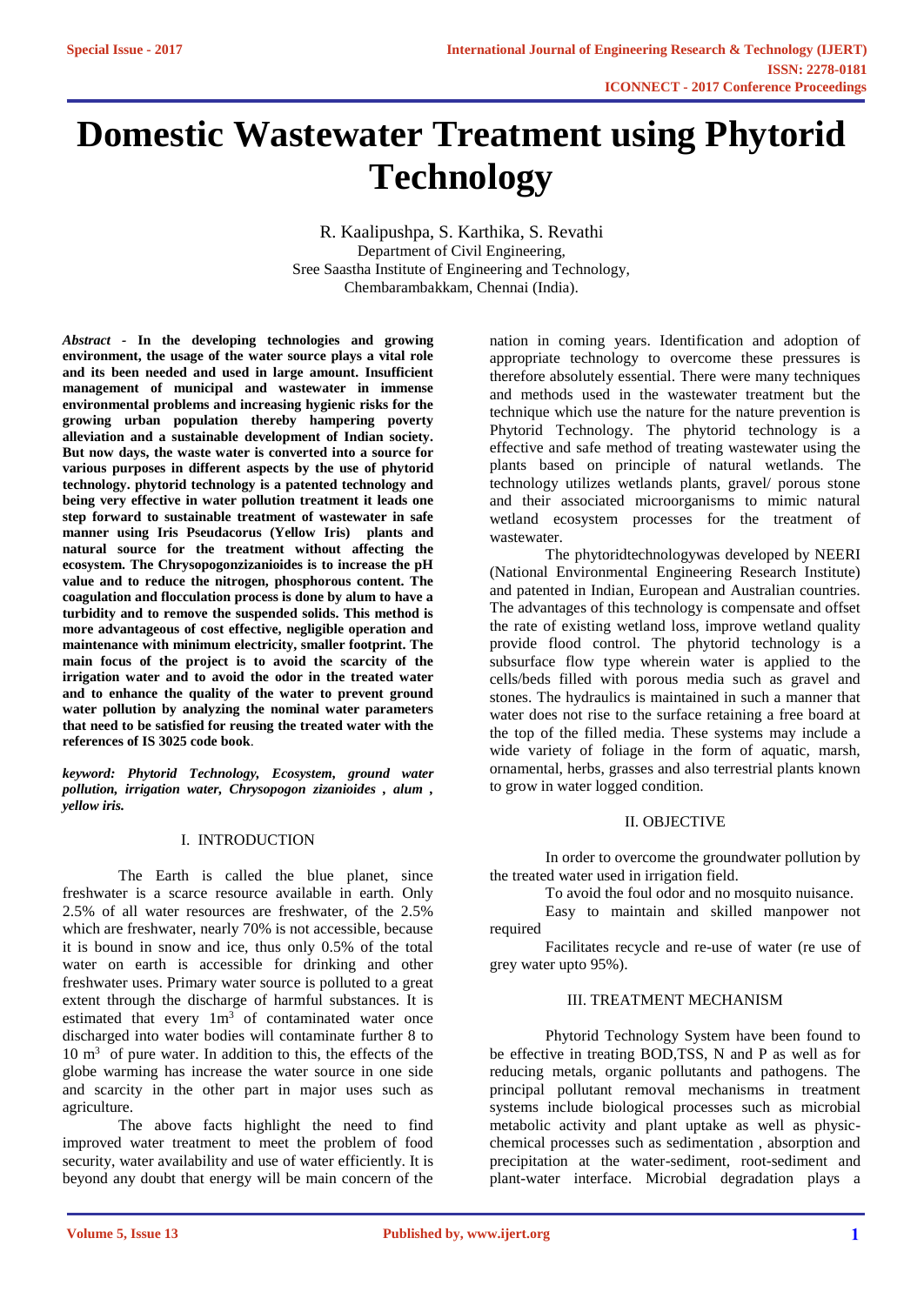# Domestic Wastewater Treatment using Phytorid Technology

R. Kaalipushpa, S. Karthika, S. Revathi
Department of Civil Engineering,
Sree Saastha Institute of Engineering and Technology,
Chembarambakkam, Chennai (India).

***Abstract*** - **In the developing technologies and growing environment, the usage of the water source plays a vital role and its been needed and used in large amount. Insufficient management of municipal and wastewater in immense environmental problems and increasing hygienic risks for the growing urban population thereby hampering poverty alleviation and a sustainable development of Indian society. But now days, the waste water is converted into a source for various purposes in different aspects by the use of phytorid technology. phytorid technology is a patented technology and being very effective in water pollution treatment it leads one step forward to sustainable treatment of wastewater in safe manner using Iris Pseudacorus (Yellow Iris) plants and natural source for the treatment without affecting the ecosystem. The Chrysopogonzizanioides is to increase the pH value and to reduce the nitrogen, phosphorous content. The coagulation and flocculation process is done by alum to have a turbidity and to remove the suspended solids. This method is more advantageous of cost effective, negligible operation and maintenance with minimum electricity, smaller footprint. The main focus of the project is to avoid the scarcity of the irrigation water and to avoid the odor in the treated water and to enhance the quality of the water to prevent ground water pollution by analyzing the nominal water parameters that need to be satisfied for reusing the treated water with the references of IS 3025 code book**.

***keyword: Phytorid Technology, Ecosystem, ground water pollution, irrigation water, Chrysopogon zizanioides , alum , yellow iris.***

## I. INTRODUCTION

The Earth is called the blue planet, since freshwater is a scarce resource available in earth. Only 2.5% of all water resources are freshwater, of the 2.5% which are freshwater, nearly 70% is not accessible, because it is bound in snow and ice, thus only 0.5% of the total water on earth is accessible for drinking and other freshwater uses. Primary water source is polluted to a great extent through the discharge of harmful substances. It is estimated that every $1m^3$ of contaminated water once discharged into water bodies will contaminate further 8 to 10 $m^3$ of pure water. In addition to this, the effects of the globe warming has increase the water source in one side and scarcity in the other part in major uses such as agriculture.

The above facts highlight the need to find improved water treatment to meet the problem of food security, water availability and use of water efficiently. It is beyond any doubt that energy will be main concern of the nation in coming years. Identification and adoption of appropriate technology to overcome these pressures is therefore absolutely essential. There were many techniques and methods used in the wastewater treatment but the technique which use the nature for the nature prevention is Phytorid Technology. The phytorid technology is a effective and safe method of treating wastewater using the plants based on principle of natural wetlands. The technology utilizes wetlands plants, gravel/ porous stone and their associated microorganisms to mimic natural wetland ecosystem processes for the treatment of wastewater.

The phytoridtechnologywas developed by NEERI (National Environmental Engineering Research Institute) and patented in Indian, European and Australian countries. The advantages of this technology is compensate and offset the rate of existing wetland loss, improve wetland quality provide flood control. The phytorid technology is a subsurface flow type wherein water is applied to the cells/beds filled with porous media such as gravel and stones. The hydraulics is maintained in such a manner that water does not rise to the surface retaining a free board at the top of the filled media. These systems may include a wide variety of foliage in the form of aquatic, marsh, ornamental, herbs, grasses and also terrestrial plants known to grow in water logged condition.

## II. OBJECTIVE

In order to overcome the groundwater pollution by the treated water used in irrigation field.

To avoid the foul odor and no mosquito nuisance.

Easy to maintain and skilled manpower not required

Facilitates recycle and re-use of water (re use of grey water upto 95%).

## III. TREATMENT MECHANISM

Phytorid Technology System have been found to be effective in treating BOD,TSS, N and P as well as for reducing metals, organic pollutants and pathogens. The principal pollutant removal mechanisms in treatment systems include biological processes such as microbial metabolic activity and plant uptake as well as physic-chemical processes such as sedimentation , absorption and precipitation at the water-sediment, root-sediment and plant-water interface. Microbial degradation plays a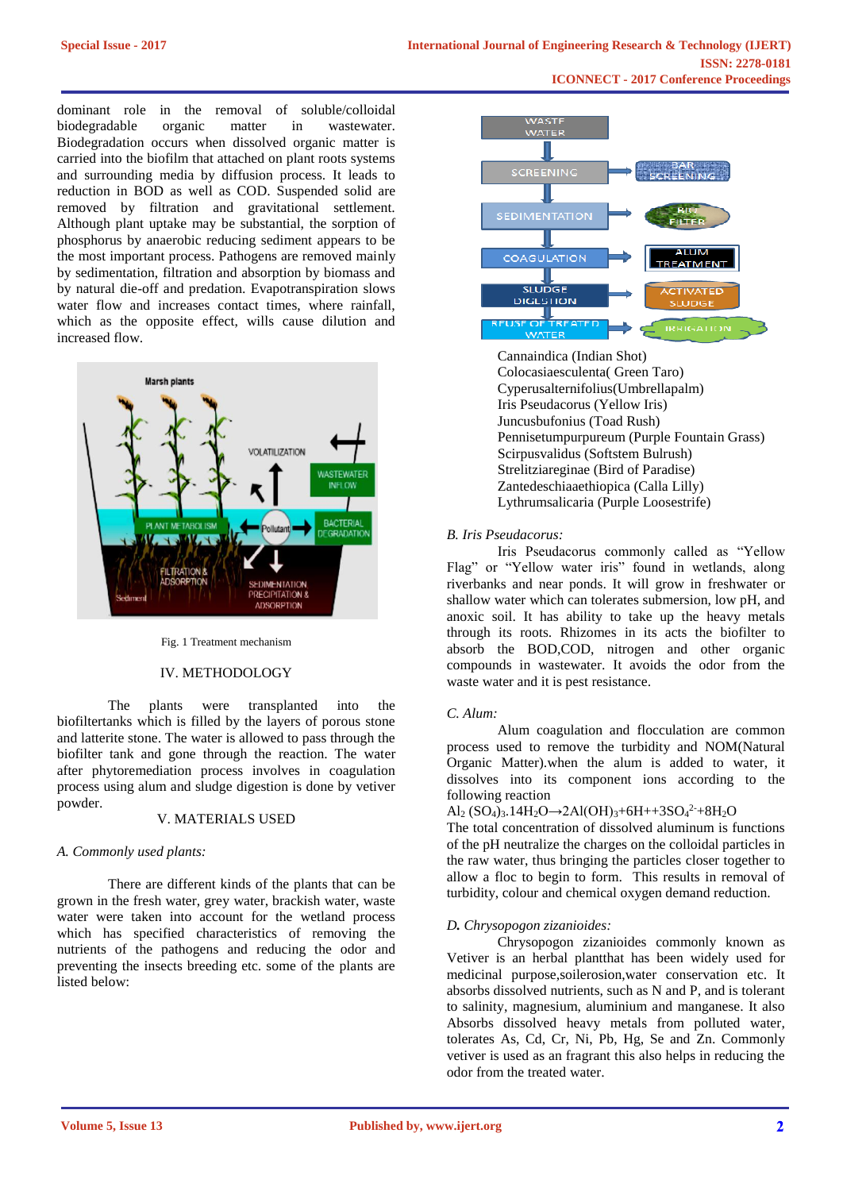dominant role in the removal of soluble/colloidal biodegradable organic matter in wastewater. Biodegradation occurs when dissolved organic matter is carried into the biofilm that attached on plant roots systems and surrounding media by diffusion process. It leads to reduction in BOD as well as COD. Suspended solid are removed by filtration and gravitational settlement. Although plant uptake may be substantial, the sorption of phosphorus by anaerobic reducing sediment appears to be the most important process. Pathogens are removed mainly by sedimentation, filtration and absorption by biomass and by natural die-off and predation. Evapotranspiration slows water flow and increases contact times, where rainfall, which as the opposite effect, wills cause dilution and increased flow.

Fig. 1 Treatment mechanism

## IV. METHODOLOGY

The plants were transplanted into the biofiltertanks which is filled by the layers of porous stone and latterite stone. The water is allowed to pass through the biofilter tank and gone through the reaction. The water after phytoremediation process involves in coagulation process using alum and sludge digestion is done by vetiver powder.

## V. MATERIALS USED

### *A. Commonly used plants:*

There are different kinds of the plants that can be grown in the fresh water, grey water, brackish water, waste water were taken into account for the wetland process which has specified characteristics of removing the nutrients of the pathogens and reducing the odor and preventing the insects breeding etc. some of the plants are listed below:

Cannaindica (Indian Shot)
Colocasiaesculenta( Green Taro)
Cyperusalternifolius(Umbrellapalm)
Iris Pseudacorus (Yellow Iris)
Juncusbufonius (Toad Rush)
Pennisetumpurpureum (Purple Fountain Grass)
Scirpusvalidus (Softstem Bulrush)
Strelitziareginae (Bird of Paradise)
Zantedeschiaaethiopica (Calla Lilly)
Lythrumsalicaria (Purple Loosestrife)

### *B. Iris Pseudacorus:*

Iris Pseudacorus commonly called as “Yellow Flag” or “Yellow water iris” found in wetlands, along riverbanks and near ponds. It will grow in freshwater or shallow water which can tolerates submersion, low pH, and anoxic soil. It has ability to take up the heavy metals through its roots. Rhizomes in its acts the biofilter to absorb the BOD,COD, nitrogen and other organic compounds in wastewater. It avoids the odor from the waste water and it is pest resistance.

### *C. Alum:*

Alum coagulation and flocculation are common process used to remove the turbidity and NOM(Natural Organic Matter).when the alum is added to water, it dissolves into its component ions according to the following reaction

$Al_2(SO_4)_3.14H_2O \rightarrow 2Al(OH)_3 + 6H^+ + 3SO_4^{2-} + 8H_2O$

The total concentration of dissolved aluminum is functions of the pH neutralize the charges on the colloidal particles in the raw water, thus bringing the particles closer together to allow a floc to begin to form. This results in removal of turbidity, colour and chemical oxygen demand reduction.

### ***D.** Chrysopogon zizanioides:*

Chrysopogon zizanioides commonly known as Vetiver is an herbal plantthat has been widely used for medicinal purpose,soilerosion,water conservation etc. It absorbs dissolved nutrients, such as N and P, and is tolerant to salinity, magnesium, aluminium and manganese. It also Absorbs dissolved heavy metals from polluted water, tolerates As, Cd, Cr, Ni, Pb, Hg, Se and Zn. Commonly vetiver is used as an fragrant this also helps in reducing the odor from the treated water.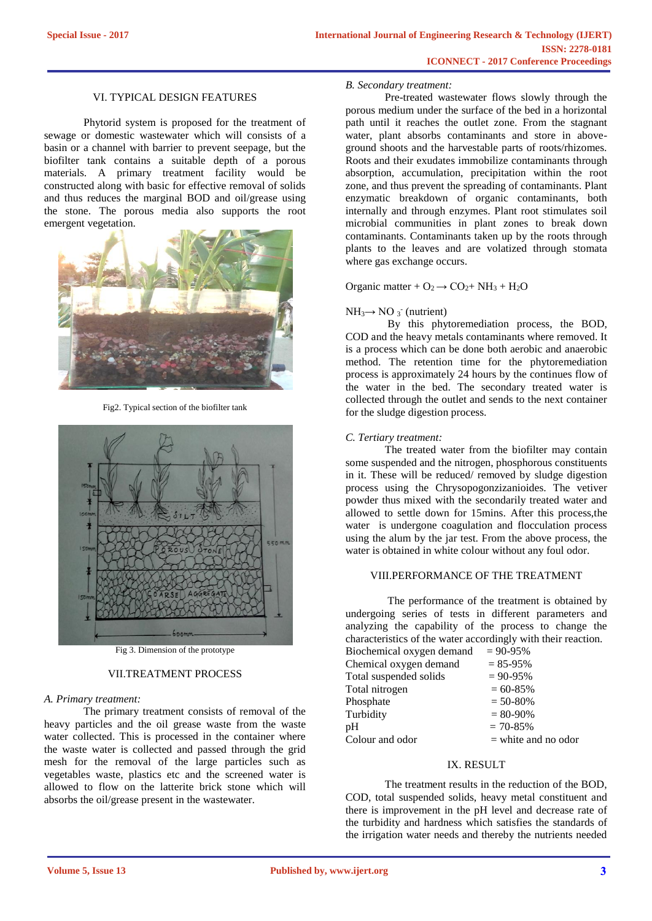## VI. TYPICAL DESIGN FEATURES

Phytorid system is proposed for the treatment of sewage or domestic wastewater which will consists of a basin or a channel with barrier to prevent seepage, but the biofilter tank contains a suitable depth of a porous materials. A primary treatment facility would be constructed along with basic for effective removal of solids and thus reduces the marginal BOD and oil/grease using the stone. The porous media also supports the root emergent vegetation.

Fig2. Typical section of the biofilter tank

Fig 3. Dimension of the prototype

## VII.TREATMENT PROCESS

*A. Primary treatment:*

The primary treatment consists of removal of the heavy particles and the oil grease waste from the waste water collected. This is processed in the container where the waste water is collected and passed through the grid mesh for the removal of the large particles such as vegetables waste, plastics etc and the screened water is allowed to flow on the latterite brick stone which will absorbs the oil/grease present in the wastewater.

*B. Secondary treatment:*

Pre-treated wastewater flows slowly through the porous medium under the surface of the bed in a horizontal path until it reaches the outlet zone. From the stagnant water, plant absorbs contaminants and store in above-ground shoots and the harvestable parts of roots/rhizomes. Roots and their exudates immobilize contaminants through absorption, accumulation, precipitation within the root zone, and thus prevent the spreading of contaminants. Plant enzymatic breakdown of organic contaminants, both internally and through enzymes. Plant root stimulates soil microbial communities in plant zones to break down contaminants. Contaminants taken up by the roots through plants to the leaves and are volatized through stomata where gas exchange occurs.

Organic matter + $O_2 \rightarrow CO_2 + NH_3 + H_2O$

$NH_3 \rightarrow NO_3^-$ (nutrient)

By this phytoremediation process, the BOD, COD and the heavy metals contaminants where removed. It is a process which can be done both aerobic and anaerobic method. The retention time for the phytoremediation process is approximately 24 hours by the continues flow of the water in the bed. The secondary treated water is collected through the outlet and sends to the next container for the sludge digestion process.

*C. Tertiary treatment:*

The treated water from the biofilter may contain some suspended and the nitrogen, phosphorous constituents in it. These will be reduced/ removed by sludge digestion process using the Chrysopogonzizanioides. The vetiver powder thus mixed with the secondarily treated water and allowed to settle down for 15mins. After this process,the water is undergone coagulation and flocculation process using the alum by the jar test. From the above process, the water is obtained in white colour without any foul odor.

## VIII.PERFORMANCE OF THE TREATMENT

The performance of the treatment is obtained by undergoing series of tests in different parameters and analyzing the capability of the process to change the characteristics of the water accordingly with their reaction.

| Parameter | Value |
|---|---|
| Biochemical oxygen demand | = 90-95% |
| Chemical oxygen demand | = 85-95% |
| Total suspended solids | = 90-95% |
| Total nitrogen | = 60-85% |
| Phosphate | = 50-80% |
| Turbidity | = 80-90% |
| pH | = 70-85% |
| Colour and odor | = white and no odor |

## IX. RESULT

The treatment results in the reduction of the BOD, COD, total suspended solids, heavy metal constituent and there is improvement in the pH level and decrease rate of the turbidity and hardness which satisfies the standards of the irrigation water needs and thereby the nutrients needed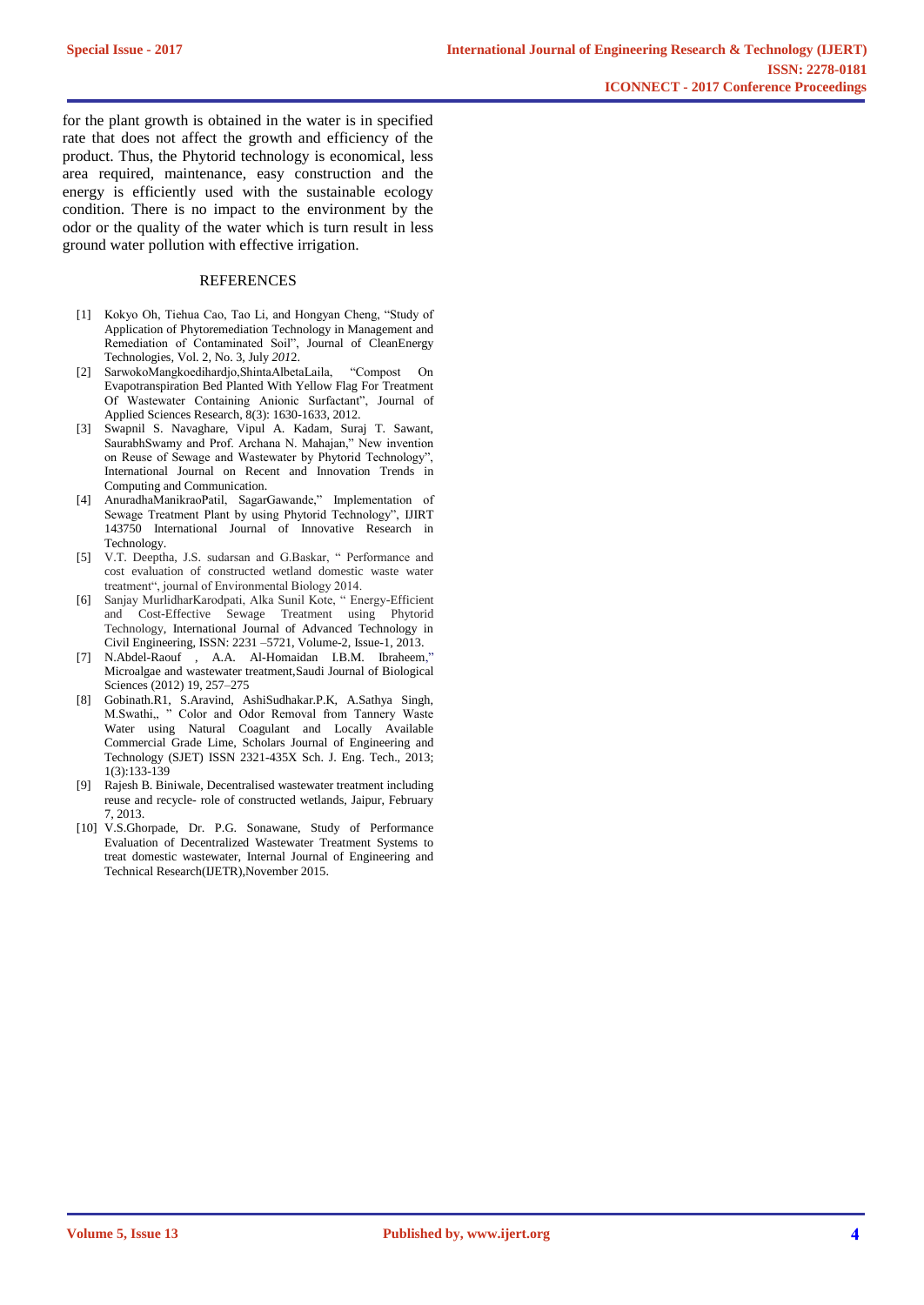for the plant growth is obtained in the water is in specified rate that does not affect the growth and efficiency of the product. Thus, the Phytorid technology is economical, less area required, maintenance, easy construction and the energy is efficiently used with the sustainable ecology condition. There is no impact to the environment by the odor or the quality of the water which is turn result in less ground water pollution with effective irrigation.

## REFERENCES

[1] Kokyo Oh, Tiehua Cao, Tao Li, and Hongyan Cheng, "Study of Application of Phytoremediation Technology in Management and Remediation of Contaminated Soil", Journal of CleanEnergy Technologies, Vol. 2, No. 3, July *2012*.

[2] SarwokoMangkoedihardjo,ShintaAlbetaLaila, "Compost On Evapotranspiration Bed Planted With Yellow Flag For Treatment Of Wastewater Containing Anionic Surfactant", Journal of Applied Sciences Research, 8(3): 1630-1633, 2012.

[3] Swapnil S. Navaghare, Vipul A. Kadam, Suraj T. Sawant, SaurabhSwamy and Prof. Archana N. Mahajan," New invention on Reuse of Sewage and Wastewater by Phytorid Technology", International Journal on Recent and Innovation Trends in Computing and Communication.

[4] AnuradhaManikraoPatil, SagarGawande," Implementation of Sewage Treatment Plant by using Phytorid Technology", IJIRT 143750 International Journal of Innovative Research in Technology.

[5] V.T. Deeptha, J.S. sudarsan and G.Baskar, " Performance and cost evaluation of constructed wetland domestic waste water treatment", journal of Environmental Biology 2014.

[6] Sanjay MurlidharKarodpati, Alka Sunil Kote, " Energy-Efficient and Cost-Effective Sewage Treatment using Phytorid Technology, International Journal of Advanced Technology in Civil Engineering, ISSN: 2231 –5721, Volume-2, Issue-1, 2013.

[7] N.Abdel-Raouf , A.A. Al-Homaidan I.B.M. Ibraheem," Microalgae and wastewater treatment,Saudi Journal of Biological Sciences (2012) 19, 257–275

[8] Gobinath.R1, S.Aravind, AshiSudhakar.P.K, A.Sathya Singh, M.Swathi,, " Color and Odor Removal from Tannery Waste Water using Natural Coagulant and Locally Available Commercial Grade Lime, Scholars Journal of Engineering and Technology (SJET) ISSN 2321-435X Sch. J. Eng. Tech., 2013; 1(3):133-139

[9] Rajesh B. Biniwale, Decentralised wastewater treatment including reuse and recycle- role of constructed wetlands, Jaipur, February 7, 2013.

[10] V.S.Ghorpade, Dr. P.G. Sonawane, Study of Performance Evaluation of Decentralized Wastewater Treatment Systems to treat domestic wastewater, Internal Journal of Engineering and Technical Research(IJETR),November 2015.